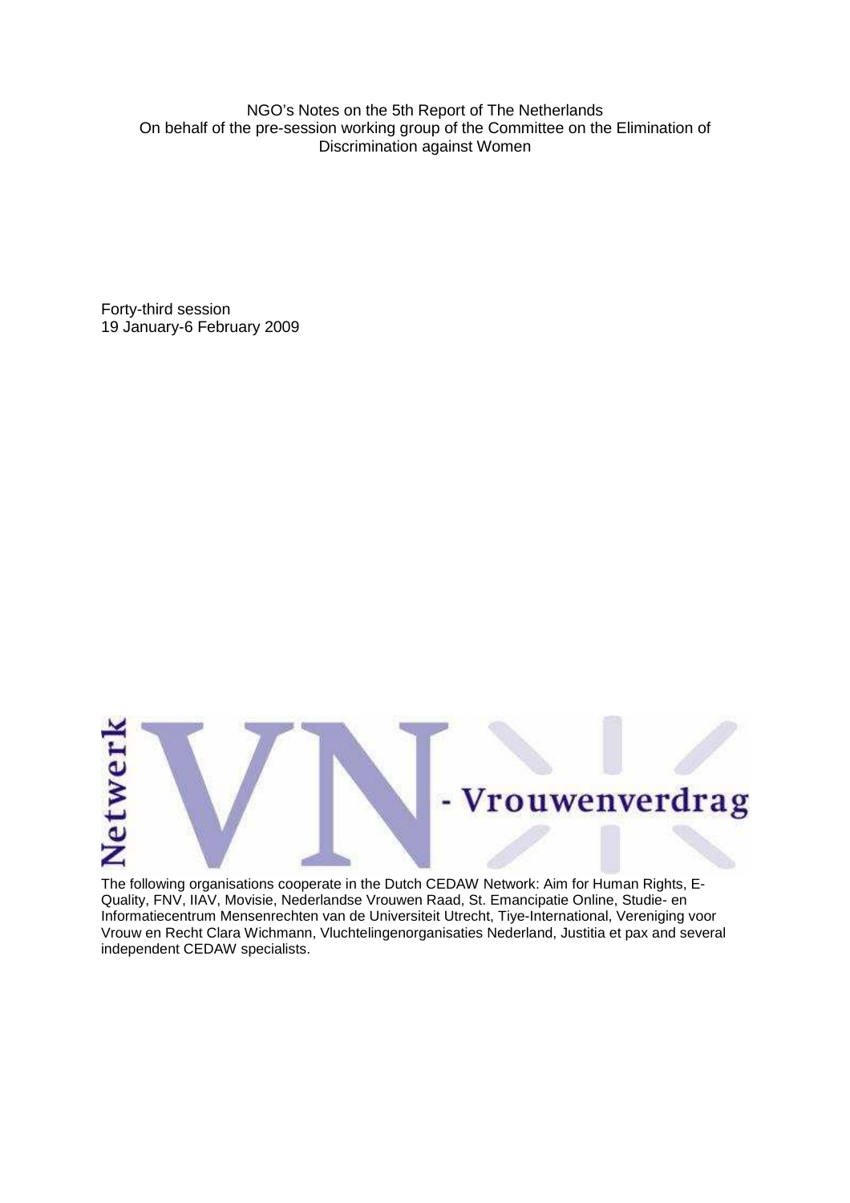NGO's Notes on the 5th Report of The Netherlands
On behalf of the pre-session working group of the Committee on the Elimination of Discrimination against Women

Forty-third session
19 January-6 February 2009

Netwerk VN - Vrouwenverdrag

The following organisations cooperate in the Dutch CEDAW Network: Aim for Human Rights, E-Quality, FNV, IIAV, Movisie, Nederlandse Vrouwen Raad, St. Emancipatie Online, Studie- en Informatiecentrum Mensenrechten van de Universiteit Utrecht, Tiye-International, Vereniging voor Vrouw en Recht Clara Wichmann, Vluchtelingenorganisaties Nederland, Justitia et pax and several independent CEDAW specialists.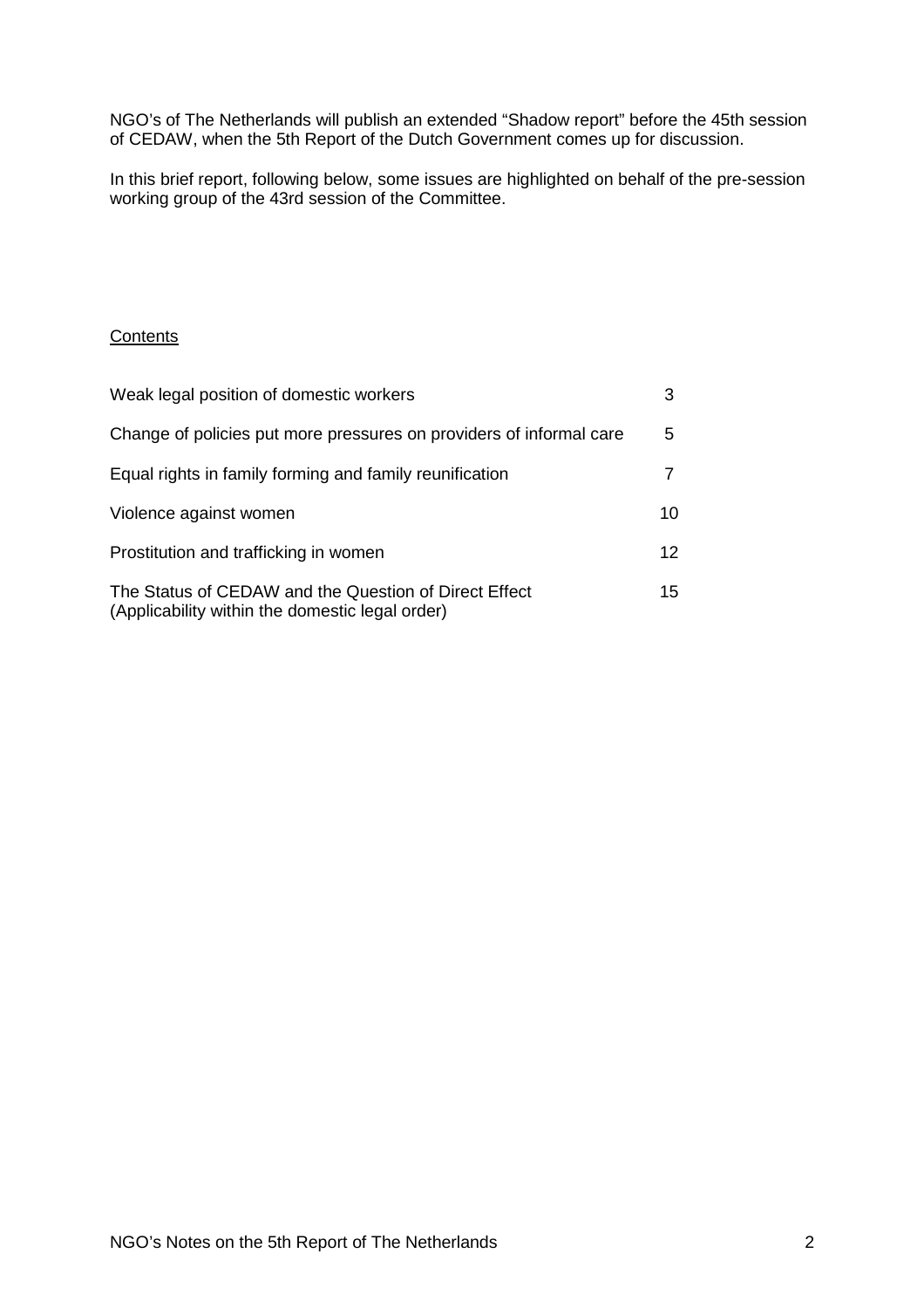NGO's of The Netherlands will publish an extended "Shadow report" before the 45th session of CEDAW, when the 5th Report of the Dutch Government comes up for discussion.

In this brief report, following below, some issues are highlighted on behalf of the pre-session working group of the 43rd session of the Committee.

Contents

| | |
|---|---|
| Weak legal position of domestic workers | 3 |
| Change of policies put more pressures on providers of informal care | 5 |
| Equal rights in family forming and family reunification | 7 |
| Violence against women | 10 |
| Prostitution and trafficking in women | 12 |
| The Status of CEDAW and the Question of Direct Effect (Applicability within the domestic legal order) | 15 |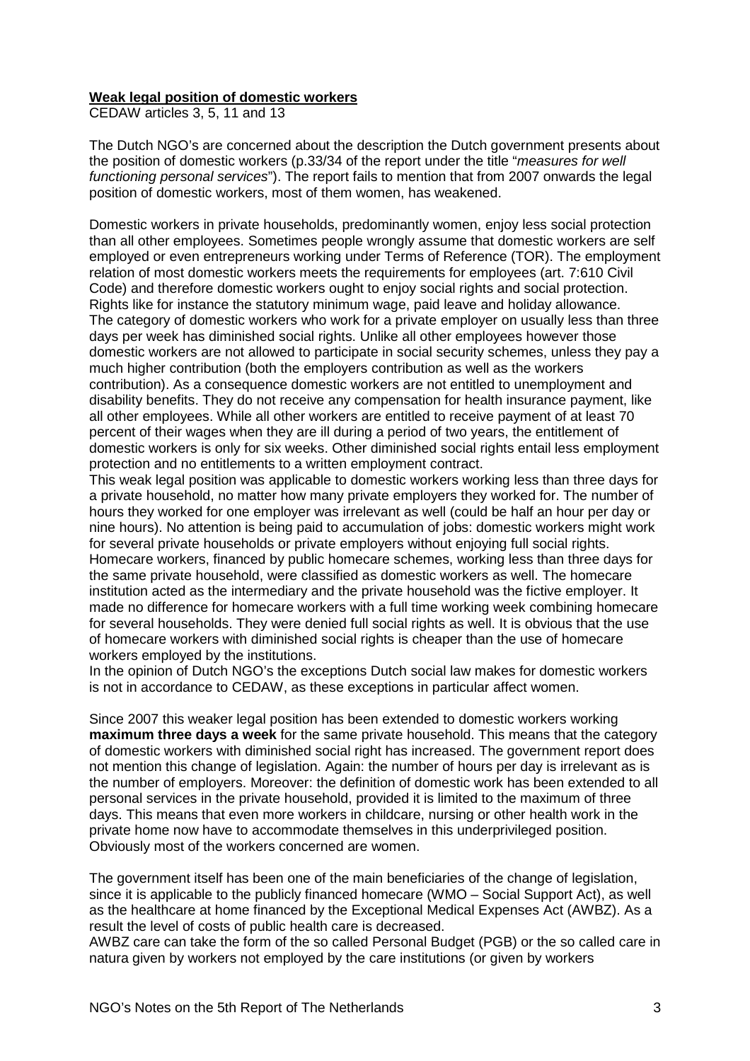**Weak legal position of domestic workers**

CEDAW articles 3, 5, 11 and 13

The Dutch NGO's are concerned about the description the Dutch government presents about the position of domestic workers (p.33/34 of the report under the title "*measures for well functioning personal services*"). The report fails to mention that from 2007 onwards the legal position of domestic workers, most of them women, has weakened.

Domestic workers in private households, predominantly women, enjoy less social protection than all other employees. Sometimes people wrongly assume that domestic workers are self employed or even entrepreneurs working under Terms of Reference (TOR). The employment relation of most domestic workers meets the requirements for employees (art. 7:610 Civil Code) and therefore domestic workers ought to enjoy social rights and social protection. Rights like for instance the statutory minimum wage, paid leave and holiday allowance. The category of domestic workers who work for a private employer on usually less than three days per week has diminished social rights. Unlike all other employees however those domestic workers are not allowed to participate in social security schemes, unless they pay a much higher contribution (both the employers contribution as well as the workers contribution). As a consequence domestic workers are not entitled to unemployment and disability benefits. They do not receive any compensation for health insurance payment, like all other employees. While all other workers are entitled to receive payment of at least 70 percent of their wages when they are ill during a period of two years, the entitlement of domestic workers is only for six weeks. Other diminished social rights entail less employment protection and no entitlements to a written employment contract.

This weak legal position was applicable to domestic workers working less than three days for a private household, no matter how many private employers they worked for. The number of hours they worked for one employer was irrelevant as well (could be half an hour per day or nine hours). No attention is being paid to accumulation of jobs: domestic workers might work for several private households or private employers without enjoying full social rights. Homecare workers, financed by public homecare schemes, working less than three days for the same private household, were classified as domestic workers as well. The homecare institution acted as the intermediary and the private household was the fictive employer. It made no difference for homecare workers with a full time working week combining homecare for several households. They were denied full social rights as well. It is obvious that the use of homecare workers with diminished social rights is cheaper than the use of homecare workers employed by the institutions.

In the opinion of Dutch NGO's the exceptions Dutch social law makes for domestic workers is not in accordance to CEDAW, as these exceptions in particular affect women.

Since 2007 this weaker legal position has been extended to domestic workers working **maximum three days a week** for the same private household. This means that the category of domestic workers with diminished social right has increased. The government report does not mention this change of legislation. Again: the number of hours per day is irrelevant as is the number of employers. Moreover: the definition of domestic work has been extended to all personal services in the private household, provided it is limited to the maximum of three days. This means that even more workers in childcare, nursing or other health work in the private home now have to accommodate themselves in this underprivileged position. Obviously most of the workers concerned are women.

The government itself has been one of the main beneficiaries of the change of legislation, since it is applicable to the publicly financed homecare (WMO – Social Support Act), as well as the healthcare at home financed by the Exceptional Medical Expenses Act (AWBZ). As a result the level of costs of public health care is decreased.

AWBZ care can take the form of the so called Personal Budget (PGB) or the so called care in natura given by workers not employed by the care institutions (or given by workers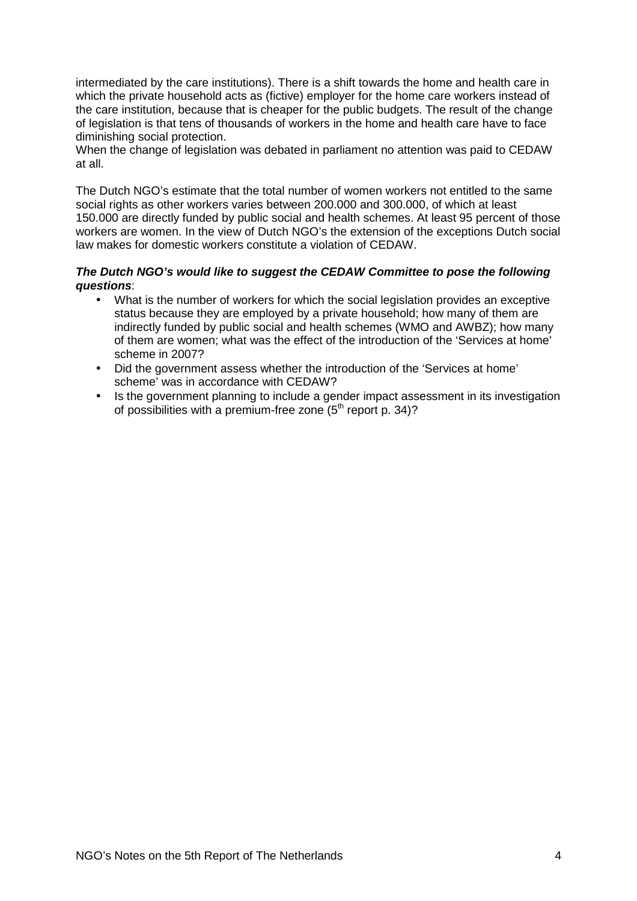intermediated by the care institutions). There is a shift towards the home and health care in which the private household acts as (fictive) employer for the home care workers instead of the care institution, because that is cheaper for the public budgets. The result of the change of legislation is that tens of thousands of workers in the home and health care have to face diminishing social protection.
When the change of legislation was debated in parliament no attention was paid to CEDAW at all.

The Dutch NGO's estimate that the total number of women workers not entitled to the same social rights as other workers varies between 200.000 and 300.000, of which at least 150.000 are directly funded by public social and health schemes. At least 95 percent of those workers are women. In the view of Dutch NGO's the extension of the exceptions Dutch social law makes for domestic workers constitute a violation of CEDAW.

***The Dutch NGO's would like to suggest the CEDAW Committee to pose the following questions***:

- What is the number of workers for which the social legislation provides an exceptive status because they are employed by a private household; how many of them are indirectly funded by public social and health schemes (WMO and AWBZ); how many of them are women; what was the effect of the introduction of the 'Services at home' scheme in 2007?
- Did the government assess whether the introduction of the 'Services at home' scheme' was in accordance with CEDAW?
- Is the government planning to include a gender impact assessment in its investigation of possibilities with a premium-free zone (5th report p. 34)?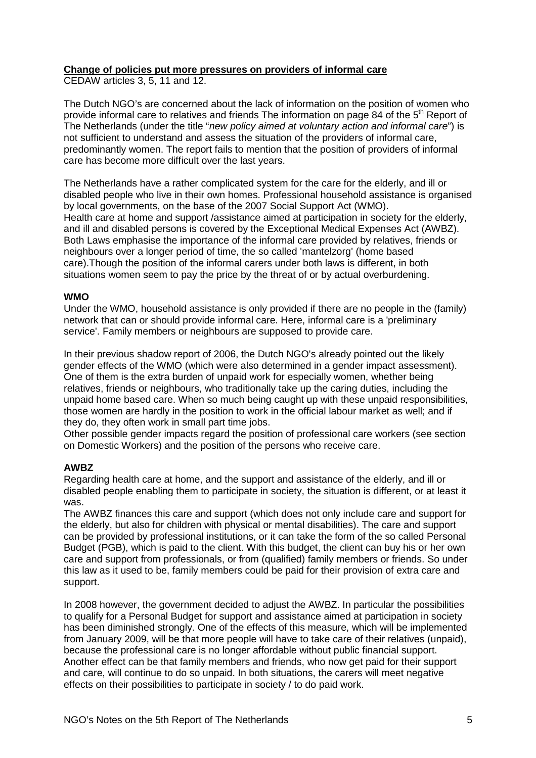**Change of policies put more pressures on providers of informal care**

CEDAW articles 3, 5, 11 and 12.

The Dutch NGO's are concerned about the lack of information on the position of women who provide informal care to relatives and friends The information on page 84 of the 5th Report of The Netherlands (under the title "*new policy aimed at voluntary action and informal care*") is not sufficient to understand and assess the situation of the providers of informal care, predominantly women. The report fails to mention that the position of providers of informal care has become more difficult over the last years.

The Netherlands have a rather complicated system for the care for the elderly, and ill or disabled people who live in their own homes. Professional household assistance is organised by local governments, on the base of the 2007 Social Support Act (WMO).
Health care at home and support /assistance aimed at participation in society for the elderly, and ill and disabled persons is covered by the Exceptional Medical Expenses Act (AWBZ). Both Laws emphasise the importance of the informal care provided by relatives, friends or neighbours over a longer period of time, the so called 'mantelzorg' (home based care).Though the position of the informal carers under both laws is different, in both situations women seem to pay the price by the threat of or by actual overburdening.

**WMO**

Under the WMO, household assistance is only provided if there are no people in the (family) network that can or should provide informal care. Here, informal care is a 'preliminary service'. Family members or neighbours are supposed to provide care.

In their previous shadow report of 2006, the Dutch NGO's already pointed out the likely gender effects of the WMO (which were also determined in a gender impact assessment). One of them is the extra burden of unpaid work for especially women, whether being relatives, friends or neighbours, who traditionally take up the caring duties, including the unpaid home based care. When so much being caught up with these unpaid responsibilities, those women are hardly in the position to work in the official labour market as well; and if they do, they often work in small part time jobs.
Other possible gender impacts regard the position of professional care workers (see section on Domestic Workers) and the position of the persons who receive care.

**AWBZ**

Regarding health care at home, and the support and assistance of the elderly, and ill or disabled people enabling them to participate in society, the situation is different, or at least it was.
The AWBZ finances this care and support (which does not only include care and support for the elderly, but also for children with physical or mental disabilities). The care and support can be provided by professional institutions, or it can take the form of the so called Personal Budget (PGB), which is paid to the client. With this budget, the client can buy his or her own care and support from professionals, or from (qualified) family members or friends. So under this law as it used to be, family members could be paid for their provision of extra care and support.

In 2008 however, the government decided to adjust the AWBZ. In particular the possibilities to qualify for a Personal Budget for support and assistance aimed at participation in society has been diminished strongly. One of the effects of this measure, which will be implemented from January 2009, will be that more people will have to take care of their relatives (unpaid), because the professional care is no longer affordable without public financial support. Another effect can be that family members and friends, who now get paid for their support and care, will continue to do so unpaid. In both situations, the carers will meet negative effects on their possibilities to participate in society / to do paid work.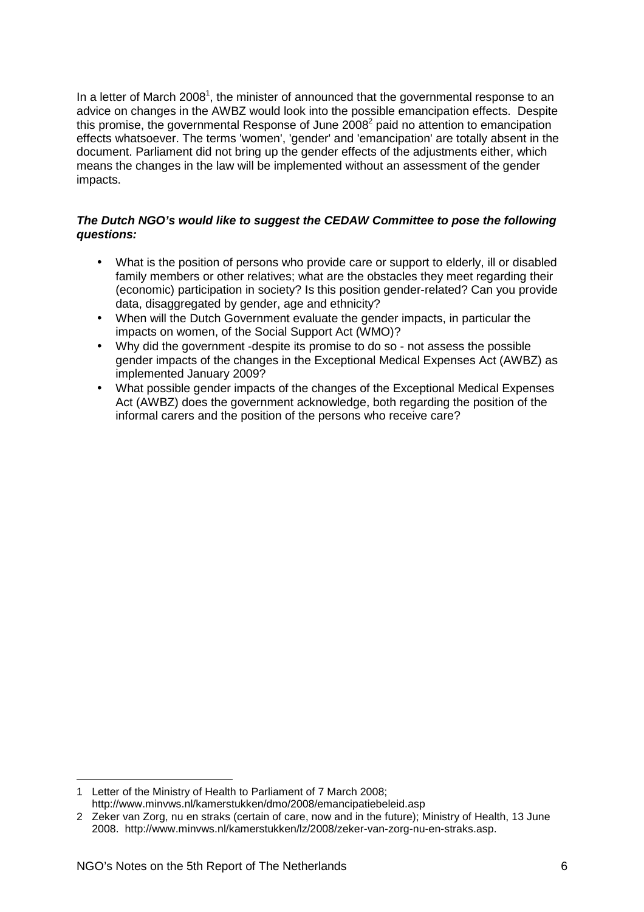In a letter of March 2008[1], the minister of announced that the governmental response to an advice on changes in the AWBZ would look into the possible emancipation effects. Despite this promise, the governmental Response of June 2008[2] paid no attention to emancipation effects whatsoever. The terms 'women', 'gender' and 'emancipation' are totally absent in the document. Parliament did not bring up the gender effects of the adjustments either, which means the changes in the law will be implemented without an assessment of the gender impacts.

***The Dutch NGO's would like to suggest the CEDAW Committee to pose the following questions:***

- What is the position of persons who provide care or support to elderly, ill or disabled family members or other relatives; what are the obstacles they meet regarding their (economic) participation in society? Is this position gender-related? Can you provide data, disaggregated by gender, age and ethnicity?
- When will the Dutch Government evaluate the gender impacts, in particular the impacts on women, of the Social Support Act (WMO)?
- Why did the government -despite its promise to do so - not assess the possible gender impacts of the changes in the Exceptional Medical Expenses Act (AWBZ) as implemented January 2009?
- What possible gender impacts of the changes of the Exceptional Medical Expenses Act (AWBZ) does the government acknowledge, both regarding the position of the informal carers and the position of the persons who receive care?

---

1 Letter of the Ministry of Health to Parliament of 7 March 2008; http://www.minvws.nl/kamerstukken/dmo/2008/emancipatiebeleid.asp

2 Zeker van Zorg, nu en straks (certain of care, now and in the future); Ministry of Health, 13 June 2008. http://www.minvws.nl/kamerstukken/lz/2008/zeker-van-zorg-nu-en-straks.asp.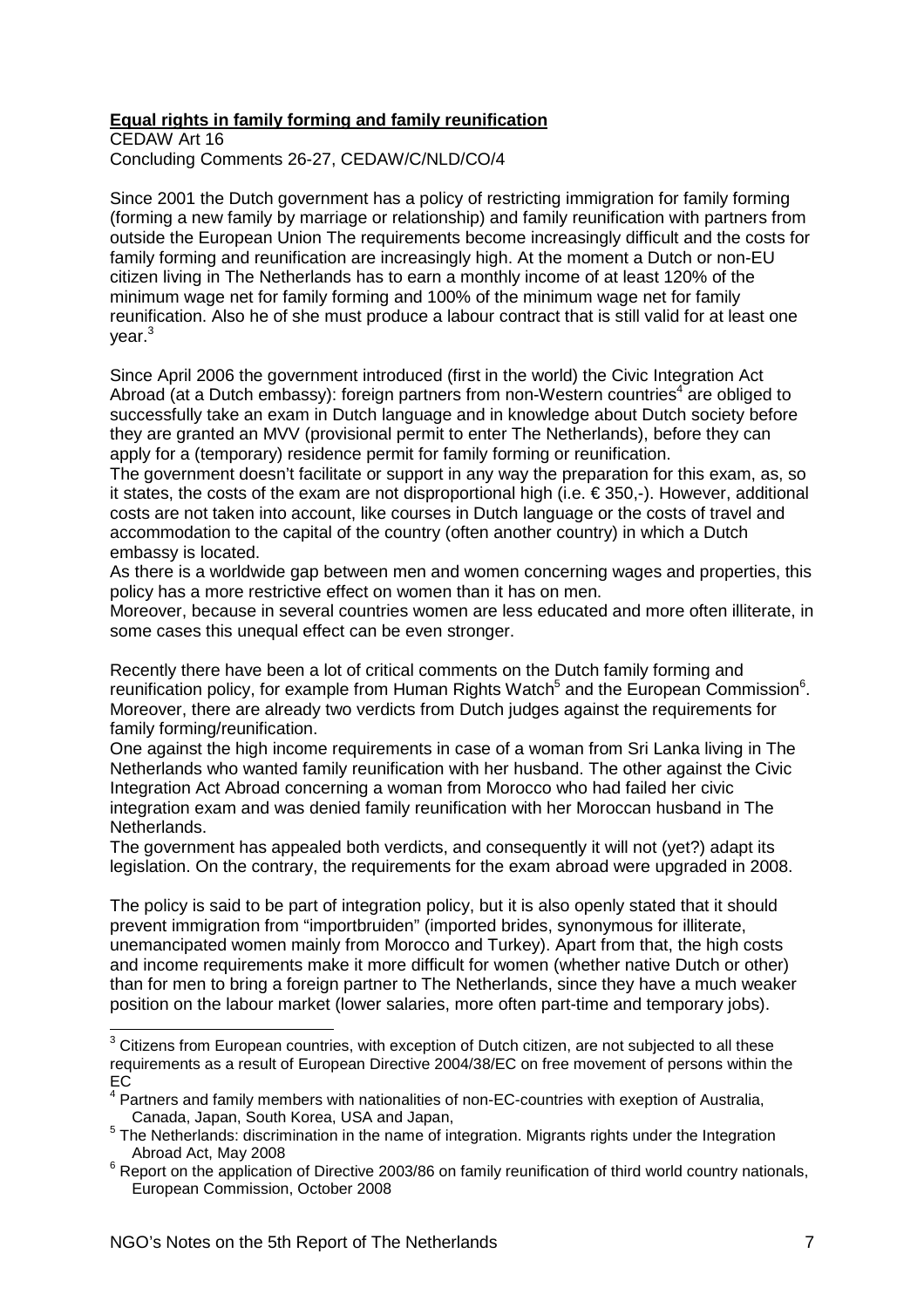**Equal rights in family forming and family reunification**

CEDAW Art 16
Concluding Comments 26-27, CEDAW/C/NLD/CO/4

Since 2001 the Dutch government has a policy of restricting immigration for family forming (forming a new family by marriage or relationship) and family reunification with partners from outside the European Union The requirements become increasingly difficult and the costs for family forming and reunification are increasingly high. At the moment a Dutch or non-EU citizen living in The Netherlands has to earn a monthly income of at least 120% of the minimum wage net for family forming and 100% of the minimum wage net for family reunification. Also he of she must produce a labour contract that is still valid for at least one year.[3]

Since April 2006 the government introduced (first in the world) the Civic Integration Act Abroad (at a Dutch embassy): foreign partners from non-Western countries[4] are obliged to successfully take an exam in Dutch language and in knowledge about Dutch society before they are granted an MVV (provisional permit to enter The Netherlands), before they can apply for a (temporary) residence permit for family forming or reunification.
The government doesn't facilitate or support in any way the preparation for this exam, as, so it states, the costs of the exam are not disproportional high (i.e. € 350,-). However, additional costs are not taken into account, like courses in Dutch language or the costs of travel and accommodation to the capital of the country (often another country) in which a Dutch embassy is located.
As there is a worldwide gap between men and women concerning wages and properties, this policy has a more restrictive effect on women than it has on men.
Moreover, because in several countries women are less educated and more often illiterate, in some cases this unequal effect can be even stronger.

Recently there have been a lot of critical comments on the Dutch family forming and reunification policy, for example from Human Rights Watch[5] and the European Commission[6]. Moreover, there are already two verdicts from Dutch judges against the requirements for family forming/reunification.
One against the high income requirements in case of a woman from Sri Lanka living in The Netherlands who wanted family reunification with her husband. The other against the Civic Integration Act Abroad concerning a woman from Morocco who had failed her civic integration exam and was denied family reunification with her Moroccan husband in The Netherlands.
The government has appealed both verdicts, and consequently it will not (yet?) adapt its legislation. On the contrary, the requirements for the exam abroad were upgraded in 2008.

The policy is said to be part of integration policy, but it is also openly stated that it should prevent immigration from "importbruiden" (imported brides, synonymous for illiterate, unemancipated women mainly from Morocco and Turkey). Apart from that, the high costs and income requirements make it more difficult for women (whether native Dutch or other) than for men to bring a foreign partner to The Netherlands, since they have a much weaker position on the labour market (lower salaries, more often part-time and temporary jobs).

---

[3] Citizens from European countries, with exception of Dutch citizen, are not subjected to all these requirements as a result of European Directive 2004/38/EC on free movement of persons within the EC

[4] Partners and family members with nationalities of non-EC-countries with exeption of Australia, Canada, Japan, South Korea, USA and Japan,

[5] The Netherlands: discrimination in the name of integration. Migrants rights under the Integration Abroad Act, May 2008

[6] Report on the application of Directive 2003/86 on family reunification of third world country nationals, European Commission, October 2008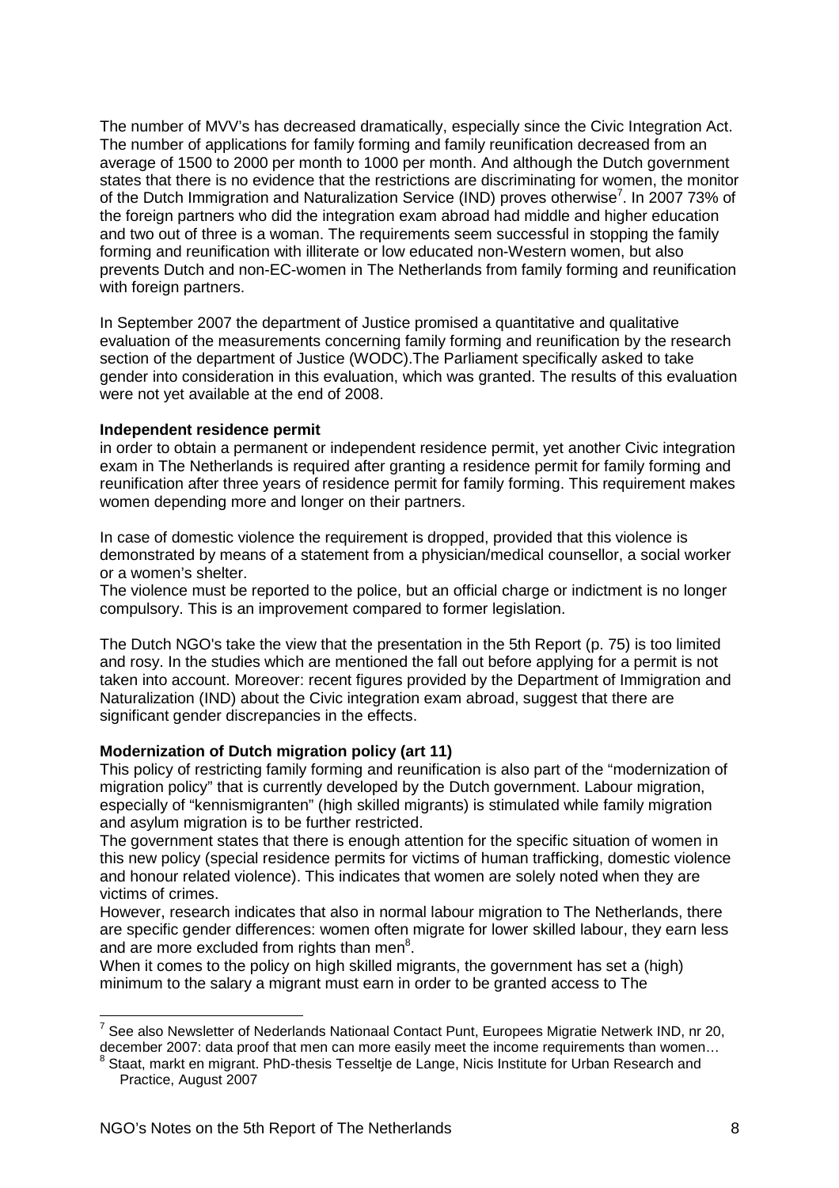The number of MVV's has decreased dramatically, especially since the Civic Integration Act. The number of applications for family forming and family reunification decreased from an average of 1500 to 2000 per month to 1000 per month. And although the Dutch government states that there is no evidence that the restrictions are discriminating for women, the monitor of the Dutch Immigration and Naturalization Service (IND) proves otherwise[7]. In 2007 73% of the foreign partners who did the integration exam abroad had middle and higher education and two out of three is a woman. The requirements seem successful in stopping the family forming and reunification with illiterate or low educated non-Western women, but also prevents Dutch and non-EC-women in The Netherlands from family forming and reunification with foreign partners.

In September 2007 the department of Justice promised a quantitative and qualitative evaluation of the measurements concerning family forming and reunification by the research section of the department of Justice (WODC).The Parliament specifically asked to take gender into consideration in this evaluation, which was granted. The results of this evaluation were not yet available at the end of 2008.

**Independent residence permit**
in order to obtain a permanent or independent residence permit, yet another Civic integration exam in The Netherlands is required after granting a residence permit for family forming and reunification after three years of residence permit for family forming. This requirement makes women depending more and longer on their partners.

In case of domestic violence the requirement is dropped, provided that this violence is demonstrated by means of a statement from a physician/medical counsellor, a social worker or a women's shelter.
The violence must be reported to the police, but an official charge or indictment is no longer compulsory. This is an improvement compared to former legislation.

The Dutch NGO's take the view that the presentation in the 5th Report (p. 75) is too limited and rosy. In the studies which are mentioned the fall out before applying for a permit is not taken into account. Moreover: recent figures provided by the Department of Immigration and Naturalization (IND) about the Civic integration exam abroad, suggest that there are significant gender discrepancies in the effects.

**Modernization of Dutch migration policy (art 11)**
This policy of restricting family forming and reunification is also part of the "modernization of migration policy" that is currently developed by the Dutch government. Labour migration, especially of "kennismigranten" (high skilled migrants) is stimulated while family migration and asylum migration is to be further restricted.
The government states that there is enough attention for the specific situation of women in this new policy (special residence permits for victims of human trafficking, domestic violence and honour related violence). This indicates that women are solely noted when they are victims of crimes.
However, research indicates that also in normal labour migration to The Netherlands, there are specific gender differences: women often migrate for lower skilled labour, they earn less and are more excluded from rights than men[8].
When it comes to the policy on high skilled migrants, the government has set a (high) minimum to the salary a migrant must earn in order to be granted access to The

---

[7] See also Newsletter of Nederlands Nationaal Contact Punt, Europees Migratie Netwerk IND, nr 20, december 2007: data proof that men can more easily meet the income requirements than women…

[8] Staat, markt en migrant. PhD-thesis Tesseltje de Lange, Nicis Institute for Urban Research and Practice, August 2007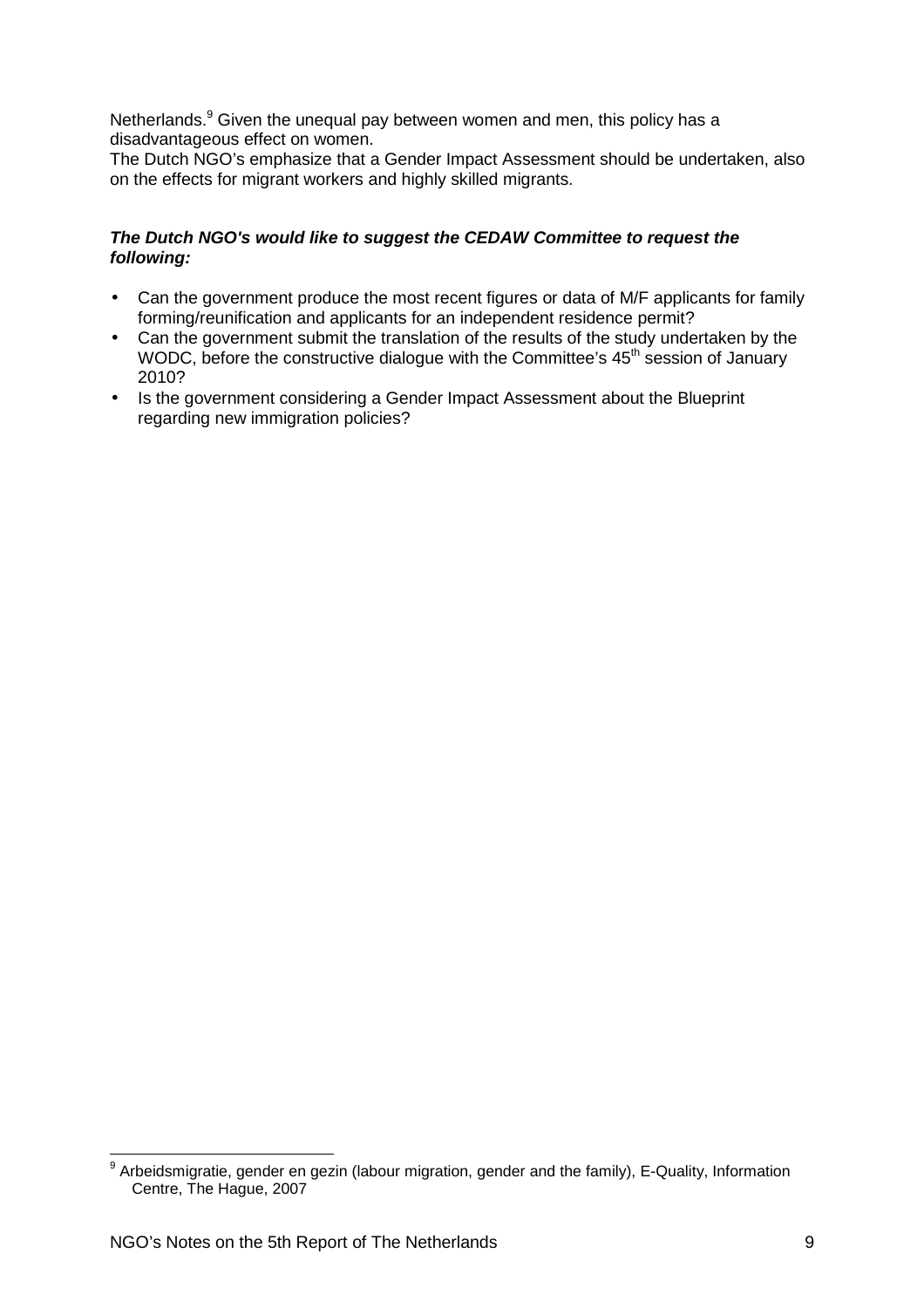Netherlands.[9] Given the unequal pay between women and men, this policy has a disadvantageous effect on women.
The Dutch NGO's emphasize that a Gender Impact Assessment should be undertaken, also on the effects for migrant workers and highly skilled migrants.

***The Dutch NGO's would like to suggest the CEDAW Committee to request the following:***

- Can the government produce the most recent figures or data of M/F applicants for family forming/reunification and applicants for an independent residence permit?
- Can the government submit the translation of the results of the study undertaken by the WODC, before the constructive dialogue with the Committee's 45th session of January 2010?
- Is the government considering a Gender Impact Assessment about the Blueprint regarding new immigration policies?

[9] Arbeidsmigratie, gender en gezin (labour migration, gender and the family), E-Quality, Information Centre, The Hague, 2007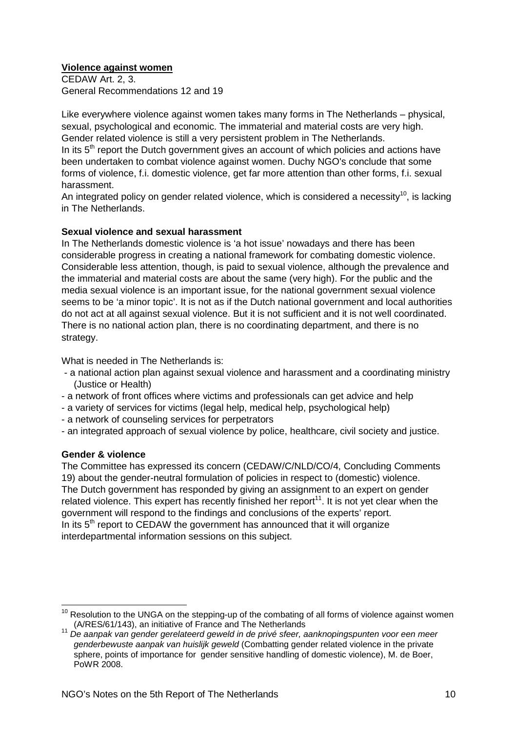**Violence against women**

CEDAW Art. 2, 3.
General Recommendations 12 and 19

Like everywhere violence against women takes many forms in The Netherlands – physical, sexual, psychological and economic. The immaterial and material costs are very high. Gender related violence is still a very persistent problem in The Netherlands.
In its 5th report the Dutch government gives an account of which policies and actions have been undertaken to combat violence against women. Duchy NGO's conclude that some forms of violence, f.i. domestic violence, get far more attention than other forms, f.i. sexual harassment.
An integrated policy on gender related violence, which is considered a necessity[10], is lacking in The Netherlands.

**Sexual violence and sexual harassment**

In The Netherlands domestic violence is 'a hot issue' nowadays and there has been considerable progress in creating a national framework for combating domestic violence. Considerable less attention, though, is paid to sexual violence, although the prevalence and the immaterial and material costs are about the same (very high). For the public and the media sexual violence is an important issue, for the national government sexual violence seems to be 'a minor topic'. It is not as if the Dutch national government and local authorities do not act at all against sexual violence. But it is not sufficient and it is not well coordinated. There is no national action plan, there is no coordinating department, and there is no strategy.

What is needed in The Netherlands is:

- a national action plan against sexual violence and harassment and a coordinating ministry (Justice or Health)
- a network of front offices where victims and professionals can get advice and help
- a variety of services for victims (legal help, medical help, psychological help)
- a network of counseling services for perpetrators
- an integrated approach of sexual violence by police, healthcare, civil society and justice.

**Gender & violence**

The Committee has expressed its concern (CEDAW/C/NLD/CO/4, Concluding Comments 19) about the gender-neutral formulation of policies in respect to (domestic) violence. The Dutch government has responded by giving an assignment to an expert on gender related violence. This expert has recently finished her report[11]. It is not yet clear when the government will respond to the findings and conclusions of the experts' report.
In its 5th report to CEDAW the government has announced that it will organize interdepartmental information sessions on this subject.

---

[10] Resolution to the UNGA on the stepping-up of the combating of all forms of violence against women (A/RES/61/143), an initiative of France and The Netherlands

[11] *De aanpak van gender gerelateerd geweld in de privé sfeer, aanknopingspunten voor een meer genderbewuste aanpak van huislijk geweld* (Combatting gender related violence in the private sphere, points of importance for gender sensitive handling of domestic violence), M. de Boer, PoWR 2008.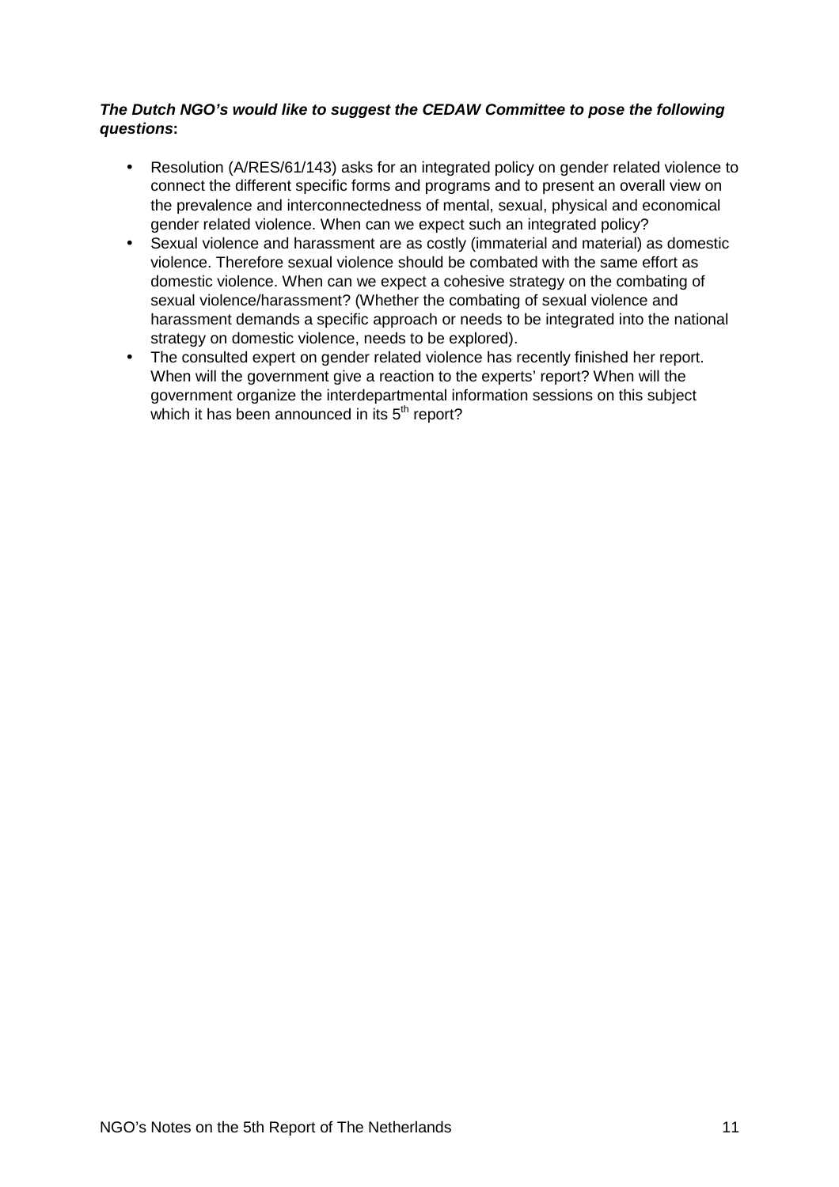***The Dutch NGO's would like to suggest the CEDAW Committee to pose the following questions*:**

- Resolution (A/RES/61/143) asks for an integrated policy on gender related violence to connect the different specific forms and programs and to present an overall view on the prevalence and interconnectedness of mental, sexual, physical and economical gender related violence. When can we expect such an integrated policy?
- Sexual violence and harassment are as costly (immaterial and material) as domestic violence. Therefore sexual violence should be combated with the same effort as domestic violence. When can we expect a cohesive strategy on the combating of sexual violence/harassment? (Whether the combating of sexual violence and harassment demands a specific approach or needs to be integrated into the national strategy on domestic violence, needs to be explored).
- The consulted expert on gender related violence has recently finished her report. When will the government give a reaction to the experts' report? When will the government organize the interdepartmental information sessions on this subject which it has been announced in its 5th report?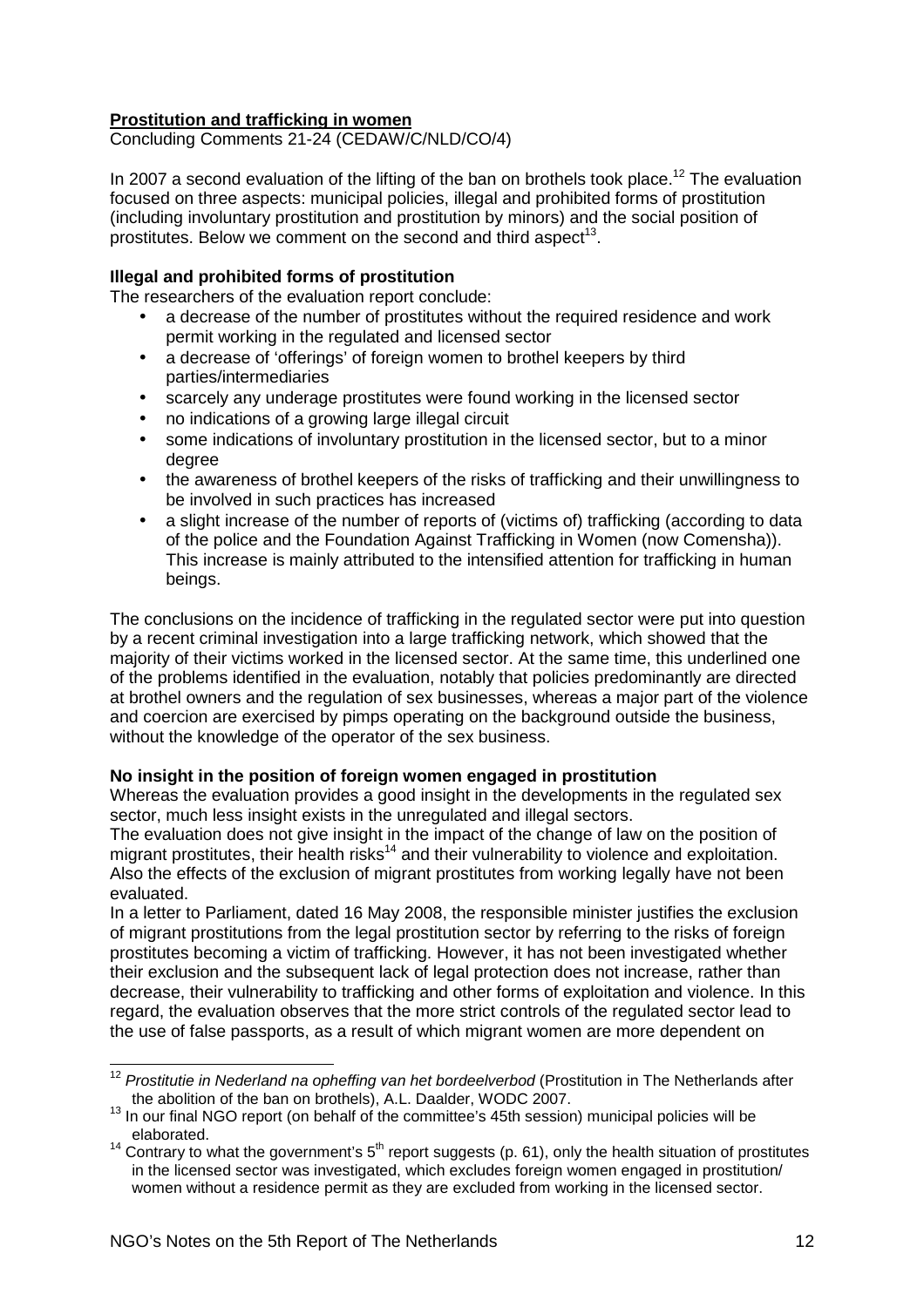**Prostitution and trafficking in women**

Concluding Comments 21-24 (CEDAW/C/NLD/CO/4)

In 2007 a second evaluation of the lifting of the ban on brothels took place.[12] The evaluation focused on three aspects: municipal policies, illegal and prohibited forms of prostitution (including involuntary prostitution and prostitution by minors) and the social position of prostitutes. Below we comment on the second and third aspect[13].

**Illegal and prohibited forms of prostitution**

The researchers of the evaluation report conclude:

- a decrease of the number of prostitutes without the required residence and work permit working in the regulated and licensed sector
- a decrease of 'offerings' of foreign women to brothel keepers by third parties/intermediaries
- scarcely any underage prostitutes were found working in the licensed sector
- no indications of a growing large illegal circuit
- some indications of involuntary prostitution in the licensed sector, but to a minor degree
- the awareness of brothel keepers of the risks of trafficking and their unwillingness to be involved in such practices has increased
- a slight increase of the number of reports of (victims of) trafficking (according to data of the police and the Foundation Against Trafficking in Women (now Comensha)). This increase is mainly attributed to the intensified attention for trafficking in human beings.

The conclusions on the incidence of trafficking in the regulated sector were put into question by a recent criminal investigation into a large trafficking network, which showed that the majority of their victims worked in the licensed sector. At the same time, this underlined one of the problems identified in the evaluation, notably that policies predominantly are directed at brothel owners and the regulation of sex businesses, whereas a major part of the violence and coercion are exercised by pimps operating on the background outside the business, without the knowledge of the operator of the sex business.

**No insight in the position of foreign women engaged in prostitution**

Whereas the evaluation provides a good insight in the developments in the regulated sex sector, much less insight exists in the unregulated and illegal sectors.

The evaluation does not give insight in the impact of the change of law on the position of migrant prostitutes, their health risks[14] and their vulnerability to violence and exploitation. Also the effects of the exclusion of migrant prostitutes from working legally have not been evaluated.

In a letter to Parliament, dated 16 May 2008, the responsible minister justifies the exclusion of migrant prostitutions from the legal prostitution sector by referring to the risks of foreign prostitutes becoming a victim of trafficking. However, it has not been investigated whether their exclusion and the subsequent lack of legal protection does not increase, rather than decrease, their vulnerability to trafficking and other forms of exploitation and violence. In this regard, the evaluation observes that the more strict controls of the regulated sector lead to the use of false passports, as a result of which migrant women are more dependent on

---

[12] *Prostitutie in Nederland na opheffing van het bordeelverbod* (Prostitution in The Netherlands after the abolition of the ban on brothels), A.L. Daalder, WODC 2007.

[13] In our final NGO report (on behalf of the committee's 45th session) municipal policies will be elaborated.

[14] Contrary to what the government's 5th report suggests (p. 61), only the health situation of prostitutes in the licensed sector was investigated, which excludes foreign women engaged in prostitution/ women without a residence permit as they are excluded from working in the licensed sector.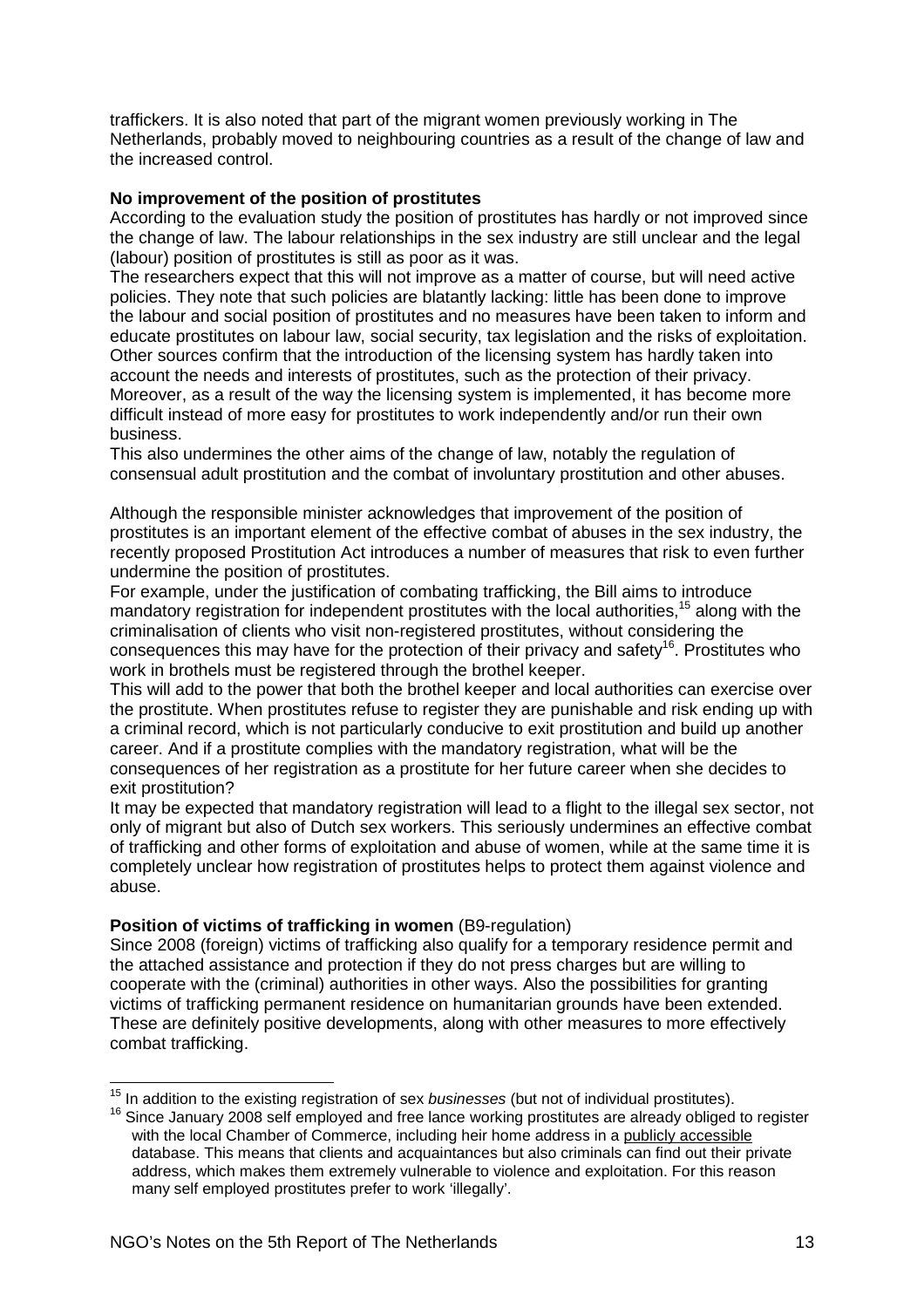traffickers. It is also noted that part of the migrant women previously working in The Netherlands, probably moved to neighbouring countries as a result of the change of law and the increased control.

**No improvement of the position of prostitutes**

According to the evaluation study the position of prostitutes has hardly or not improved since the change of law. The labour relationships in the sex industry are still unclear and the legal (labour) position of prostitutes is still as poor as it was.

The researchers expect that this will not improve as a matter of course, but will need active policies. They note that such policies are blatantly lacking: little has been done to improve the labour and social position of prostitutes and no measures have been taken to inform and educate prostitutes on labour law, social security, tax legislation and the risks of exploitation. Other sources confirm that the introduction of the licensing system has hardly taken into account the needs and interests of prostitutes, such as the protection of their privacy. Moreover, as a result of the way the licensing system is implemented, it has become more difficult instead of more easy for prostitutes to work independently and/or run their own business.

This also undermines the other aims of the change of law, notably the regulation of consensual adult prostitution and the combat of involuntary prostitution and other abuses.

Although the responsible minister acknowledges that improvement of the position of prostitutes is an important element of the effective combat of abuses in the sex industry, the recently proposed Prostitution Act introduces a number of measures that risk to even further undermine the position of prostitutes.

For example, under the justification of combating trafficking, the Bill aims to introduce mandatory registration for independent prostitutes with the local authorities,[15] along with the criminalisation of clients who visit non-registered prostitutes, without considering the consequences this may have for the protection of their privacy and safety[16]. Prostitutes who work in brothels must be registered through the brothel keeper.

This will add to the power that both the brothel keeper and local authorities can exercise over the prostitute. When prostitutes refuse to register they are punishable and risk ending up with a criminal record, which is not particularly conducive to exit prostitution and build up another career. And if a prostitute complies with the mandatory registration, what will be the consequences of her registration as a prostitute for her future career when she decides to exit prostitution?

It may be expected that mandatory registration will lead to a flight to the illegal sex sector, not only of migrant but also of Dutch sex workers. This seriously undermines an effective combat of trafficking and other forms of exploitation and abuse of women, while at the same time it is completely unclear how registration of prostitutes helps to protect them against violence and abuse.

**Position of victims of trafficking in women** (B9-regulation)

Since 2008 (foreign) victims of trafficking also qualify for a temporary residence permit and the attached assistance and protection if they do not press charges but are willing to cooperate with the (criminal) authorities in other ways. Also the possibilities for granting victims of trafficking permanent residence on humanitarian grounds have been extended. These are definitely positive developments, along with other measures to more effectively combat trafficking.

---

[15] In addition to the existing registration of sex *businesses* (but not of individual prostitutes).

[16] Since January 2008 self employed and free lance working prostitutes are already obliged to register with the local Chamber of Commerce, including heir home address in a publicly accessible database. This means that clients and acquaintances but also criminals can find out their private address, which makes them extremely vulnerable to violence and exploitation. For this reason many self employed prostitutes prefer to work 'illegally'.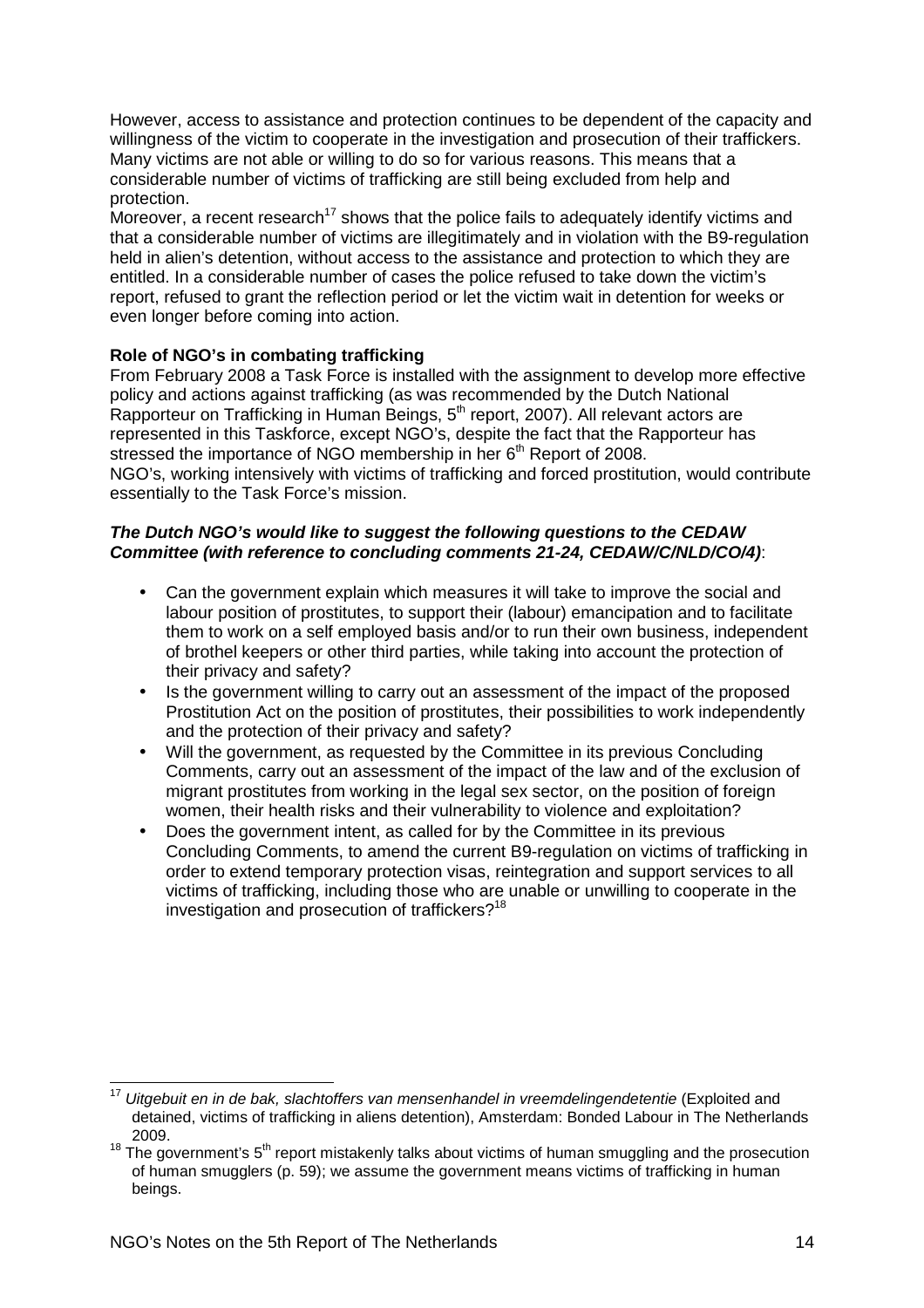However, access to assistance and protection continues to be dependent of the capacity and willingness of the victim to cooperate in the investigation and prosecution of their traffickers. Many victims are not able or willing to do so for various reasons. This means that a considerable number of victims of trafficking are still being excluded from help and protection.
Moreover, a recent research[17] shows that the police fails to adequately identify victims and that a considerable number of victims are illegitimately and in violation with the B9-regulation held in alien's detention, without access to the assistance and protection to which they are entitled. In a considerable number of cases the police refused to take down the victim's report, refused to grant the reflection period or let the victim wait in detention for weeks or even longer before coming into action.

**Role of NGO's in combating trafficking**

From February 2008 a Task Force is installed with the assignment to develop more effective policy and actions against trafficking (as was recommended by the Dutch National Rapporteur on Trafficking in Human Beings, 5th report, 2007). All relevant actors are represented in this Taskforce, except NGO's, despite the fact that the Rapporteur has stressed the importance of NGO membership in her 6th Report of 2008.
NGO's, working intensively with victims of trafficking and forced prostitution, would contribute essentially to the Task Force's mission.

***The Dutch NGO's would like to suggest the following questions to the CEDAW Committee (with reference to concluding comments 21-24, CEDAW/C/NLD/CO/4)***:

- Can the government explain which measures it will take to improve the social and labour position of prostitutes, to support their (labour) emancipation and to facilitate them to work on a self employed basis and/or to run their own business, independent of brothel keepers or other third parties, while taking into account the protection of their privacy and safety?
- Is the government willing to carry out an assessment of the impact of the proposed Prostitution Act on the position of prostitutes, their possibilities to work independently and the protection of their privacy and safety?
- Will the government, as requested by the Committee in its previous Concluding Comments, carry out an assessment of the impact of the law and of the exclusion of migrant prostitutes from working in the legal sex sector, on the position of foreign women, their health risks and their vulnerability to violence and exploitation?
- Does the government intent, as called for by the Committee in its previous Concluding Comments, to amend the current B9-regulation on victims of trafficking in order to extend temporary protection visas, reintegration and support services to all victims of trafficking, including those who are unable or unwilling to cooperate in the investigation and prosecution of traffickers?[18]

---

[17] *Uitgebuit en in de bak, slachtoffers van mensenhandel in vreemdelingendetentie* (Exploited and detained, victims of trafficking in aliens detention), Amsterdam: Bonded Labour in The Netherlands 2009.

[18] The government's 5th report mistakenly talks about victims of human smuggling and the prosecution of human smugglers (p. 59); we assume the government means victims of trafficking in human beings.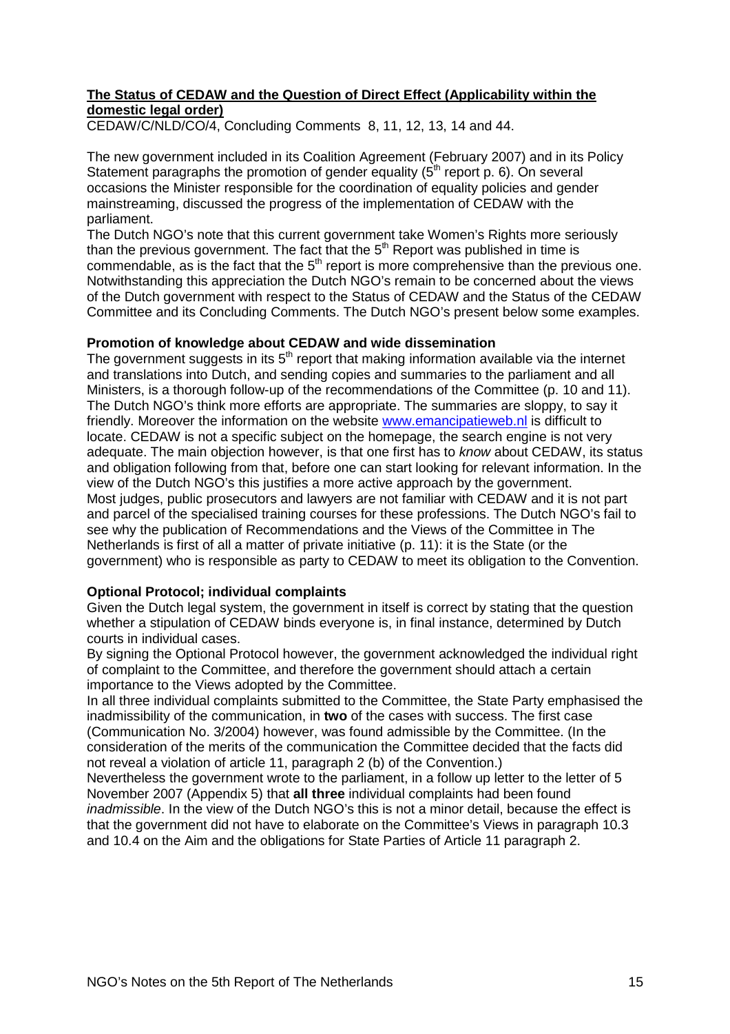## The Status of CEDAW and the Question of Direct Effect (Applicability within the domestic legal order)

CEDAW/C/NLD/CO/4, Concluding Comments 8, 11, 12, 13, 14 and 44.

The new government included in its Coalition Agreement (February 2007) and in its Policy Statement paragraphs the promotion of gender equality (5th report p. 6). On several occasions the Minister responsible for the coordination of equality policies and gender mainstreaming, discussed the progress of the implementation of CEDAW with the parliament.

The Dutch NGO's note that this current government take Women's Rights more seriously than the previous government. The fact that the 5th Report was published in time is commendable, as is the fact that the 5th report is more comprehensive than the previous one. Notwithstanding this appreciation the Dutch NGO's remain to be concerned about the views of the Dutch government with respect to the Status of CEDAW and the Status of the CEDAW Committee and its Concluding Comments. The Dutch NGO's present below some examples.

### Promotion of knowledge about CEDAW and wide dissemination

The government suggests in its 5th report that making information available via the internet and translations into Dutch, and sending copies and summaries to the parliament and all Ministers, is a thorough follow-up of the recommendations of the Committee (p. 10 and 11). The Dutch NGO's think more efforts are appropriate. The summaries are sloppy, to say it friendly. Moreover the information on the website www.emancipatieweb.nl is difficult to locate. CEDAW is not a specific subject on the homepage, the search engine is not very adequate. The main objection however, is that one first has to *know* about CEDAW, its status and obligation following from that, before one can start looking for relevant information. In the view of the Dutch NGO's this justifies a more active approach by the government.

Most judges, public prosecutors and lawyers are not familiar with CEDAW and it is not part and parcel of the specialised training courses for these professions. The Dutch NGO's fail to see why the publication of Recommendations and the Views of the Committee in The Netherlands is first of all a matter of private initiative (p. 11): it is the State (or the government) who is responsible as party to CEDAW to meet its obligation to the Convention.

### Optional Protocol; individual complaints

Given the Dutch legal system, the government in itself is correct by stating that the question whether a stipulation of CEDAW binds everyone is, in final instance, determined by Dutch courts in individual cases.

By signing the Optional Protocol however, the government acknowledged the individual right of complaint to the Committee, and therefore the government should attach a certain importance to the Views adopted by the Committee.

In all three individual complaints submitted to the Committee, the State Party emphasised the inadmissibility of the communication, in **two** of the cases with success. The first case (Communication No. 3/2004) however, was found admissible by the Committee. (In the consideration of the merits of the communication the Committee decided that the facts did not reveal a violation of article 11, paragraph 2 (b) of the Convention.)

Nevertheless the government wrote to the parliament, in a follow up letter to the letter of 5 November 2007 (Appendix 5) that **all three** individual complaints had been found *inadmissible*. In the view of the Dutch NGO's this is not a minor detail, because the effect is that the government did not have to elaborate on the Committee's Views in paragraph 10.3 and 10.4 on the Aim and the obligations for State Parties of Article 11 paragraph 2.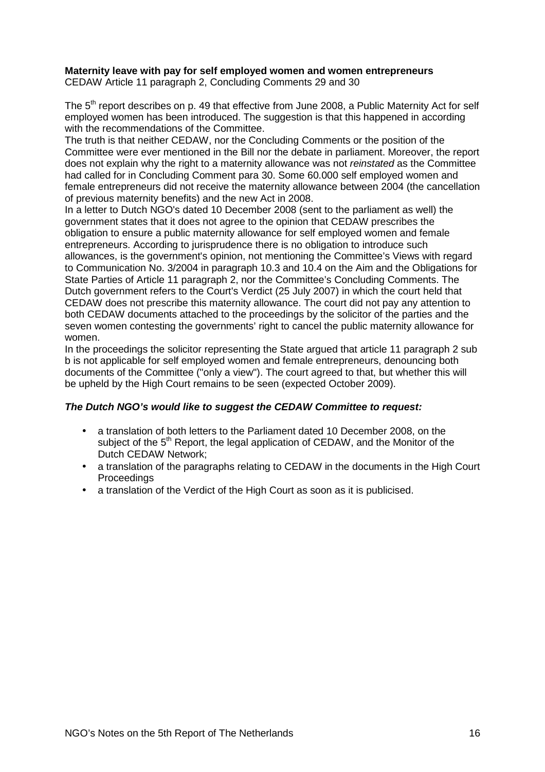**Maternity leave with pay for self employed women and women entrepreneurs**
CEDAW Article 11 paragraph 2, Concluding Comments 29 and 30

The 5th report describes on p. 49 that effective from June 2008, a Public Maternity Act for self employed women has been introduced. The suggestion is that this happened in according with the recommendations of the Committee.
The truth is that neither CEDAW, nor the Concluding Comments or the position of the Committee were ever mentioned in the Bill nor the debate in parliament. Moreover, the report does not explain why the right to a maternity allowance was not *reinstated* as the Committee had called for in Concluding Comment para 30. Some 60.000 self employed women and female entrepreneurs did not receive the maternity allowance between 2004 (the cancellation of previous maternity benefits) and the new Act in 2008.
In a letter to Dutch NGO's dated 10 December 2008 (sent to the parliament as well) the government states that it does not agree to the opinion that CEDAW prescribes the obligation to ensure a public maternity allowance for self employed women and female entrepreneurs. According to jurisprudence there is no obligation to introduce such allowances, is the government's opinion, not mentioning the Committee's Views with regard to Communication No. 3/2004 in paragraph 10.3 and 10.4 on the Aim and the Obligations for State Parties of Article 11 paragraph 2, nor the Committee's Concluding Comments. The Dutch government refers to the Court's Verdict (25 July 2007) in which the court held that CEDAW does not prescribe this maternity allowance. The court did not pay any attention to both CEDAW documents attached to the proceedings by the solicitor of the parties and the seven women contesting the governments' right to cancel the public maternity allowance for women.
In the proceedings the solicitor representing the State argued that article 11 paragraph 2 sub b is not applicable for self employed women and female entrepreneurs, denouncing both documents of the Committee ("only a view"). The court agreed to that, but whether this will be upheld by the High Court remains to be seen (expected October 2009).

***The Dutch NGO's would like to suggest the CEDAW Committee to request:***

- a translation of both letters to the Parliament dated 10 December 2008, on the subject of the 5th Report, the legal application of CEDAW, and the Monitor of the Dutch CEDAW Network;
- a translation of the paragraphs relating to CEDAW in the documents in the High Court Proceedings
- a translation of the Verdict of the High Court as soon as it is publicised.